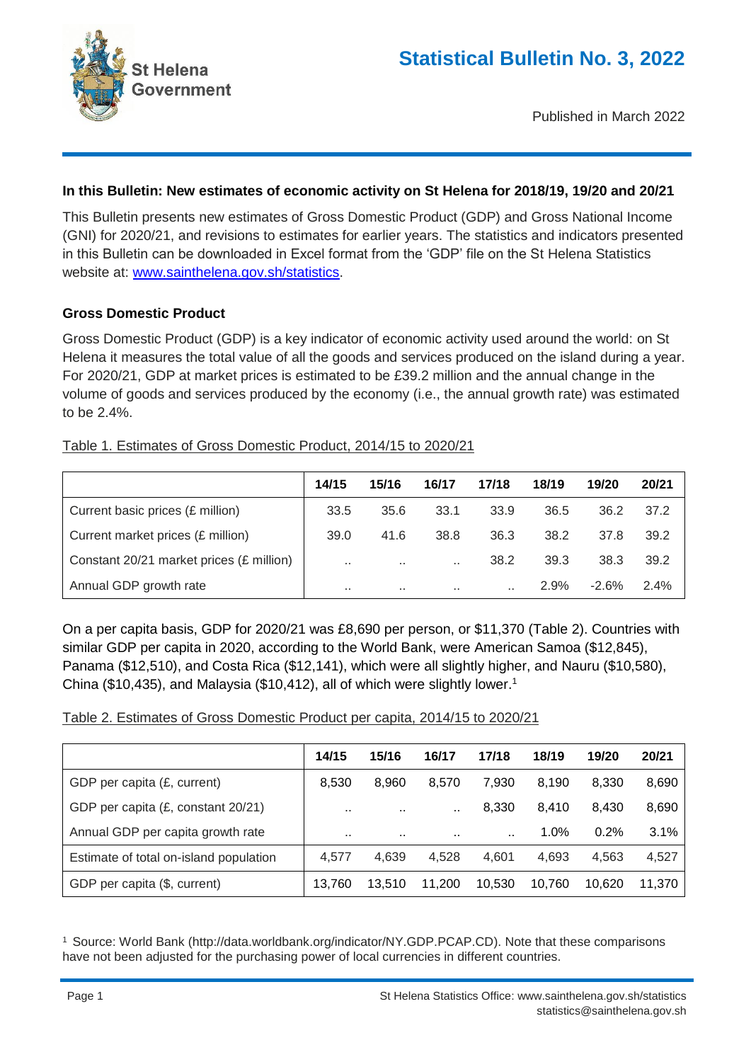St Helena Government

# Statistical Bulletin No. 3, 2022

Published in March 2022

**In this Bulletin: New estimates of economic activity on St Helena for 2018/19, 19/20 and 20/21**

This Bulletin presents new estimates of Gross Domestic Product (GDP) and Gross National Income (GNI) for 2020/21, and revisions to estimates for earlier years. The statistics and indicators presented in this Bulletin can be downloaded in Excel format from the 'GDP' file on the St Helena Statistics website at: [www.sainthelena.gov.sh/statistics](www.sainthelena.gov.sh/statistics).

## Gross Domestic Product

Gross Domestic Product (GDP) is a key indicator of economic activity used around the world: on St Helena it measures the total value of all the goods and services produced on the island during a year. For 2020/21, GDP at market prices is estimated to be £39.2 million and the annual change in the volume of goods and services produced by the economy (i.e., the annual growth rate) was estimated to be 2.4%.

Table 1. Estimates of Gross Domestic Product, 2014/15 to 2020/21

| | 14/15 | 15/16 | 16/17 | 17/18 | 18/19 | 19/20 | 20/21 |
|---|---|---|---|---|---|---|---|
| Current basic prices (£ million) | 33.5 | 35.6 | 33.1 | 33.9 | 36.5 | 36.2 | 37.2 |
| Current market prices (£ million) | 39.0 | 41.6 | 38.8 | 36.3 | 38.2 | 37.8 | 39.2 |
| Constant 20/21 market prices (£ million) | .. | .. | .. | 38.2 | 39.3 | 38.3 | 39.2 |
| Annual GDP growth rate | .. | .. | .. | .. | 2.9% | -2.6% | 2.4% |

On a per capita basis, GDP for 2020/21 was £8,690 per person, or $11,370 (Table 2). Countries with similar GDP per capita in 2020, according to the World Bank, were American Samoa ($12,845), Panama ($12,510), and Costa Rica ($12,141), which were all slightly higher, and Nauru ($10,580), China ($10,435), and Malaysia ($10,412), all of which were slightly lower.[1]

Table 2. Estimates of Gross Domestic Product per capita, 2014/15 to 2020/21

| | 14/15 | 15/16 | 16/17 | 17/18 | 18/19 | 19/20 | 20/21 |
|---|---|---|---|---|---|---|---|
| GDP per capita (£, current) | 8,530 | 8,960 | 8,570 | 7,930 | 8,190 | 8,330 | 8,690 |
| GDP per capita (£, constant 20/21) | .. | .. | .. | 8,330 | 8,410 | 8,430 | 8,690 |
| Annual GDP per capita growth rate | .. | .. | .. | .. | 1.0% | 0.2% | 3.1% |
| Estimate of total on-island population | 4,577 | 4,639 | 4,528 | 4,601 | 4,693 | 4,563 | 4,527 |
| GDP per capita ($, current) | 13,760 | 13,510 | 11,200 | 10,530 | 10,760 | 10,620 | 11,370 |

[1] Source: World Bank (http://data.worldbank.org/indicator/NY.GDP.PCAP.CD). Note that these comparisons have not been adjusted for the purchasing power of local currencies in different countries.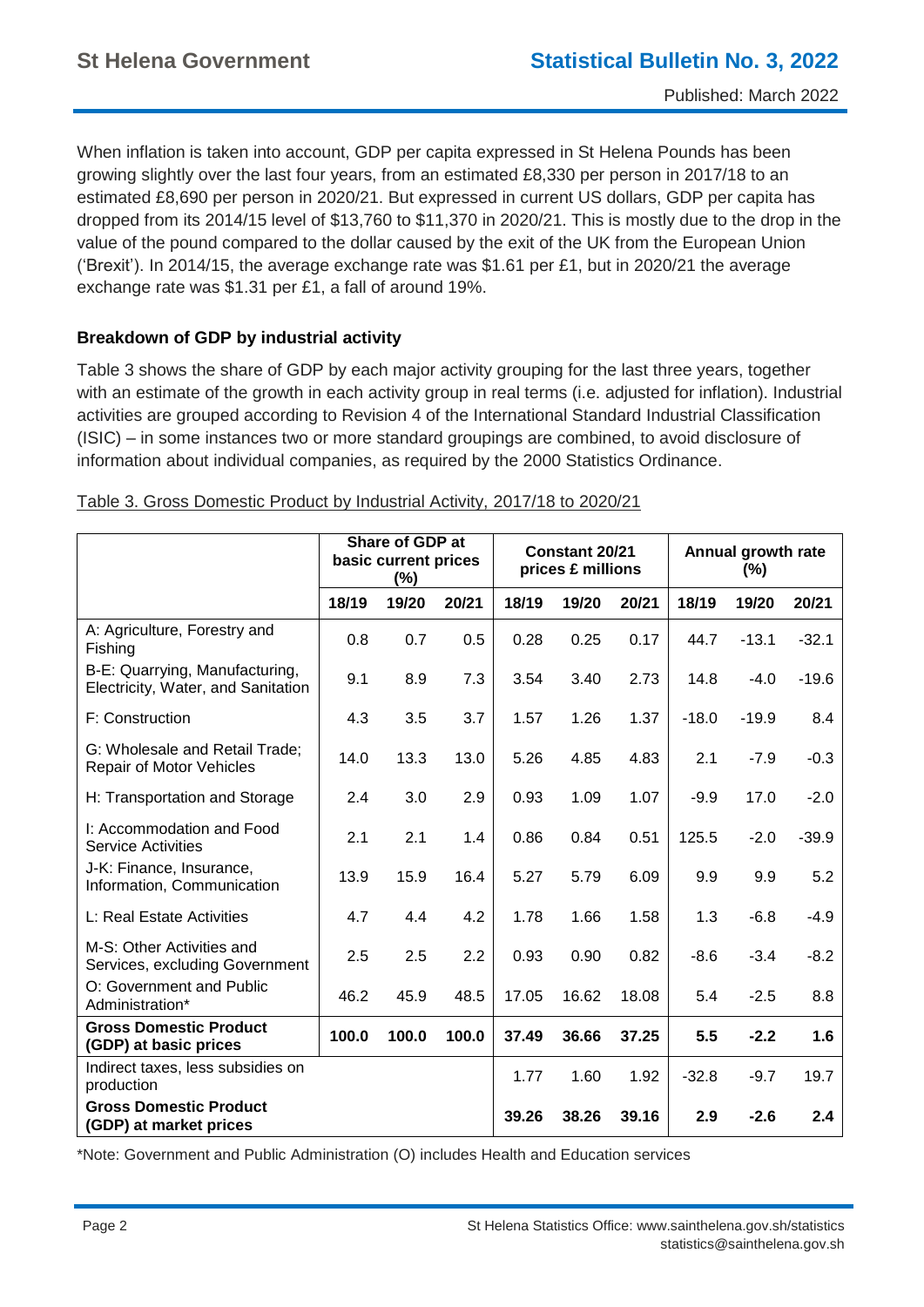When inflation is taken into account, GDP per capita expressed in St Helena Pounds has been growing slightly over the last four years, from an estimated £8,330 per person in 2017/18 to an estimated £8,690 per person in 2020/21. But expressed in current US dollars, GDP per capita has dropped from its 2014/15 level of $13,760 to $11,370 in 2020/21. This is mostly due to the drop in the value of the pound compared to the dollar caused by the exit of the UK from the European Union ('Brexit'). In 2014/15, the average exchange rate was $1.61 per £1, but in 2020/21 the average exchange rate was $1.31 per £1, a fall of around 19%.

### Breakdown of GDP by industrial activity

Table 3 shows the share of GDP by each major activity grouping for the last three years, together with an estimate of the growth in each activity group in real terms (i.e. adjusted for inflation). Industrial activities are grouped according to Revision 4 of the International Standard Industrial Classification (ISIC) – in some instances two or more standard groupings are combined, to avoid disclosure of information about individual companies, as required by the 2000 Statistics Ordinance.

Table 3. Gross Domestic Product by Industrial Activity, 2017/18 to 2020/21

| | Share of GDP at basic current prices (%) | | | Constant 20/21 prices £ millions | | | Annual growth rate (%) | | |
|---|---|---|---|---|---|---|---|---|---|
| | 18/19 | 19/20 | 20/21 | 18/19 | 19/20 | 20/21 | 18/19 | 19/20 | 20/21 |
| A: Agriculture, Forestry and Fishing | 0.8 | 0.7 | 0.5 | 0.28 | 0.25 | 0.17 | 44.7 | -13.1 | -32.1 |
| B-E: Quarrying, Manufacturing, Electricity, Water, and Sanitation | 9.1 | 8.9 | 7.3 | 3.54 | 3.40 | 2.73 | 14.8 | -4.0 | -19.6 |
| F: Construction | 4.3 | 3.5 | 3.7 | 1.57 | 1.26 | 1.37 | -18.0 | -19.9 | 8.4 |
| G: Wholesale and Retail Trade; Repair of Motor Vehicles | 14.0 | 13.3 | 13.0 | 5.26 | 4.85 | 4.83 | 2.1 | -7.9 | -0.3 |
| H: Transportation and Storage | 2.4 | 3.0 | 2.9 | 0.93 | 1.09 | 1.07 | -9.9 | 17.0 | -2.0 |
| I: Accommodation and Food Service Activities | 2.1 | 2.1 | 1.4 | 0.86 | 0.84 | 0.51 | 125.5 | -2.0 | -39.9 |
| J-K: Finance, Insurance, Information, Communication | 13.9 | 15.9 | 16.4 | 5.27 | 5.79 | 6.09 | 9.9 | 9.9 | 5.2 |
| L: Real Estate Activities | 4.7 | 4.4 | 4.2 | 1.78 | 1.66 | 1.58 | 1.3 | -6.8 | -4.9 |
| M-S: Other Activities and Services, excluding Government | 2.5 | 2.5 | 2.2 | 0.93 | 0.90 | 0.82 | -8.6 | -3.4 | -8.2 |
| O: Government and Public Administration* | 46.2 | 45.9 | 48.5 | 17.05 | 16.62 | 18.08 | 5.4 | -2.5 | 8.8 |
| **Gross Domestic Product (GDP) at basic prices** | **100.0** | **100.0** | **100.0** | **37.49** | **36.66** | **37.25** | **5.5** | **-2.2** | **1.6** |
| Indirect taxes, less subsidies on production | | | | 1.77 | 1.60 | 1.92 | -32.8 | -9.7 | 19.7 |
| **Gross Domestic Product (GDP) at market prices** | | | | **39.26** | **38.26** | **39.16** | **2.9** | **-2.6** | **2.4** |

*Note: Government and Public Administration (O) includes Health and Education services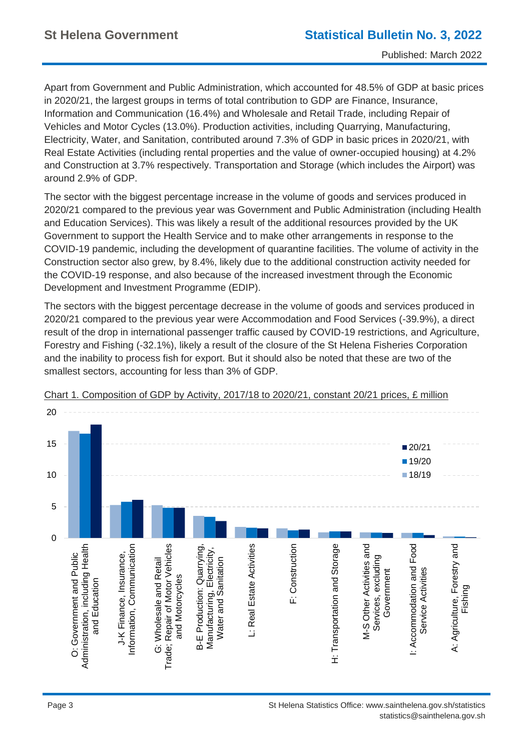Apart from Government and Public Administration, which accounted for 48.5% of GDP at basic prices in 2020/21, the largest groups in terms of total contribution to GDP are Finance, Insurance, Information and Communication (16.4%) and Wholesale and Retail Trade, including Repair of Vehicles and Motor Cycles (13.0%). Production activities, including Quarrying, Manufacturing, Electricity, Water, and Sanitation, contributed around 7.3% of GDP in basic prices in 2020/21, with Real Estate Activities (including rental properties and the value of owner-occupied housing) at 4.2% and Construction at 3.7% respectively. Transportation and Storage (which includes the Airport) was around 2.9% of GDP.

The sector with the biggest percentage increase in the volume of goods and services produced in 2020/21 compared to the previous year was Government and Public Administration (including Health and Education Services). This was likely a result of the additional resources provided by the UK Government to support the Health Service and to make other arrangements in response to the COVID-19 pandemic, including the development of quarantine facilities. The volume of activity in the Construction sector also grew, by 8.4%, likely due to the additional construction activity needed for the COVID-19 response, and also because of the increased investment through the Economic Development and Investment Programme (EDIP).

The sectors with the biggest percentage decrease in the volume of goods and services produced in 2020/21 compared to the previous year were Accommodation and Food Services (-39.9%), a direct result of the drop in international passenger traffic caused by COVID-19 restrictions, and Agriculture, Forestry and Fishing (-32.1%), likely a result of the closure of the St Helena Fisheries Corporation and the inability to process fish for export. But it should also be noted that these are two of the smallest sectors, accounting for less than 3% of GDP.

Chart 1. Composition of GDP by Activity, 2017/18 to 2020/21, constant 20/21 prices, £ million

Legend: 20/21, 19/20, 18/19

Categories: O: Government and Public Administration, including Health and Education; J-K Finance, Insurance, Information, Communication; G: Wholesale and Retail Trade; Repair of Motor Vehicles and Motorcycles; B-E Production: Quarrying, Manufacturing, Electricity, Water and Sanitation; L: Real Estate Activities; F: Construction; H: Transportation and Storage; M-S Other Activities and Services, excluding Government; I: Accommodation and Food Service Activities; A: Agriculture, Forestry and Fishing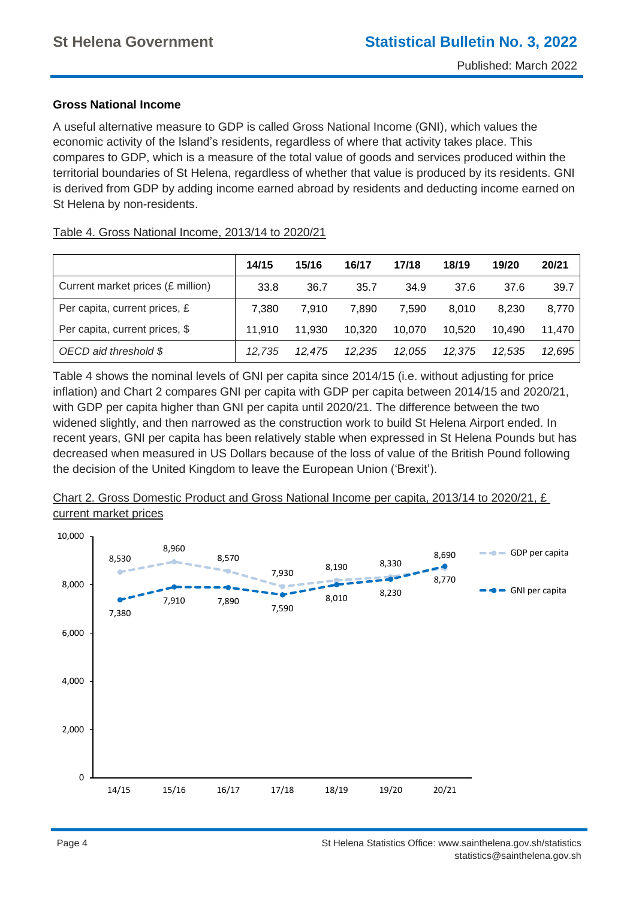### Gross National Income

A useful alternative measure to GDP is called Gross National Income (GNI), which values the economic activity of the Island's residents, regardless of where that activity takes place. This compares to GDP, which is a measure of the total value of goods and services produced within the territorial boundaries of St Helena, regardless of whether that value is produced by its residents. GNI is derived from GDP by adding income earned abroad by residents and deducting income earned on St Helena by non-residents.

Table 4. Gross National Income, 2013/14 to 2020/21

| | 14/15 | 15/16 | 16/17 | 17/18 | 18/19 | 19/20 | 20/21 |
|---|---|---|---|---|---|---|---|
| Current market prices (£ million) | 33.8 | 36.7 | 35.7 | 34.9 | 37.6 | 37.6 | 39.7 |
| Per capita, current prices, £ | 7,380 | 7,910 | 7,890 | 7,590 | 8,010 | 8,230 | 8,770 |
| Per capita, current prices, $ | 11,910 | 11,930 | 10,320 | 10,070 | 10,520 | 10,490 | 11,470 |
| *OECD aid threshold $* | *12,735* | *12,475* | *12,235* | *12,055* | *12,375* | *12,535* | *12,695* |

Table 4 shows the nominal levels of GNI per capita since 2014/15 (i.e. without adjusting for price inflation) and Chart 2 compares GNI per capita with GDP per capita between 2014/15 and 2020/21, with GDP per capita higher than GNI per capita until 2020/21. The difference between the two widened slightly, and then narrowed as the construction work to build St Helena Airport ended. In recent years, GNI per capita has been relatively stable when expressed in St Helena Pounds but has decreased when measured in US Dollars because of the loss of value of the British Pound following the decision of the United Kingdom to leave the European Union ('Brexit').

Chart 2. Gross Domestic Product and Gross National Income per capita, 2013/14 to 2020/21, £ current market prices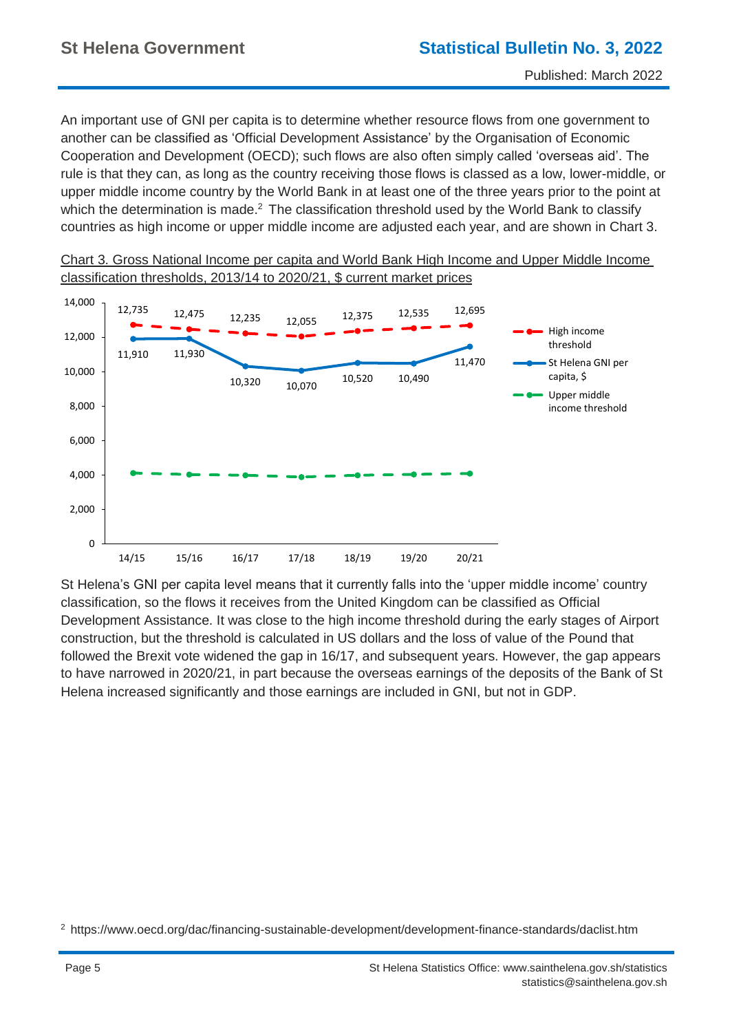An important use of GNI per capita is to determine whether resource flows from one government to another can be classified as 'Official Development Assistance' by the Organisation of Economic Cooperation and Development (OECD); such flows are also often simply called 'overseas aid'. The rule is that they can, as long as the country receiving those flows is classed as a low, lower-middle, or upper middle income country by the World Bank in at least one of the three years prior to the point at which the determination is made.[2] The classification threshold used by the World Bank to classify countries as high income or upper middle income are adjusted each year, and are shown in Chart 3.

Chart 3. Gross National Income per capita and World Bank High Income and Upper Middle Income classification thresholds, 2013/14 to 2020/21, $ current market prices

| | 14/15 | 15/16 | 16/17 | 17/18 | 18/19 | 19/20 | 20/21 |
|---|---|---|---|---|---|---|---|
| High income threshold | 12,735 | 12,475 | 12,235 | 12,055 | 12,375 | 12,535 | 12,695 |
| St Helena GNI per capita, $ | 11,910 | 11,930 | 10,320 | 10,070 | 10,520 | 10,490 | 11,470 |

St Helena's GNI per capita level means that it currently falls into the 'upper middle income' country classification, so the flows it receives from the United Kingdom can be classified as Official Development Assistance. It was close to the high income threshold during the early stages of Airport construction, but the threshold is calculated in US dollars and the loss of value of the Pound that followed the Brexit vote widened the gap in 16/17, and subsequent years. However, the gap appears to have narrowed in 2020/21, in part because the overseas earnings of the deposits of the Bank of St Helena increased significantly and those earnings are included in GNI, but not in GDP.

[2] https://www.oecd.org/dac/financing-sustainable-development/development-finance-standards/daclist.htm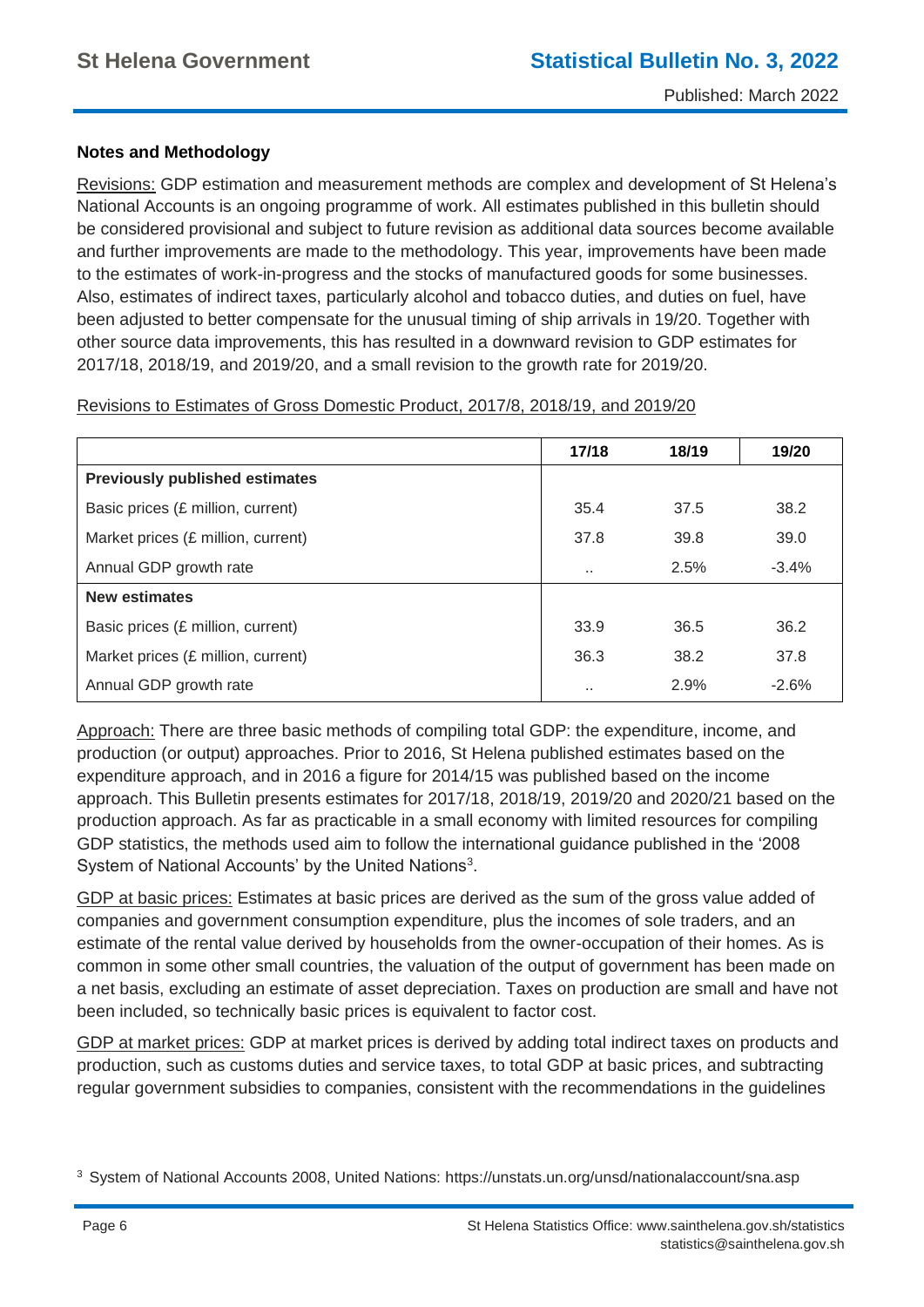**Notes and Methodology**

Revisions: GDP estimation and measurement methods are complex and development of St Helena's National Accounts is an ongoing programme of work. All estimates published in this bulletin should be considered provisional and subject to future revision as additional data sources become available and further improvements are made to the methodology. This year, improvements have been made to the estimates of work-in-progress and the stocks of manufactured goods for some businesses. Also, estimates of indirect taxes, particularly alcohol and tobacco duties, and duties on fuel, have been adjusted to better compensate for the unusual timing of ship arrivals in 19/20. Together with other source data improvements, this has resulted in a downward revision to GDP estimates for 2017/18, 2018/19, and 2019/20, and a small revision to the growth rate for 2019/20.

Revisions to Estimates of Gross Domestic Product, 2017/8, 2018/19, and 2019/20

| | 17/18 | 18/19 | 19/20 |
|---|---|---|---|
| **Previously published estimates** | | | |
| Basic prices (£ million, current) | 35.4 | 37.5 | 38.2 |
| Market prices (£ million, current) | 37.8 | 39.8 | 39.0 |
| Annual GDP growth rate | .. | 2.5% | -3.4% |
| **New estimates** | | | |
| Basic prices (£ million, current) | 33.9 | 36.5 | 36.2 |
| Market prices (£ million, current) | 36.3 | 38.2 | 37.8 |
| Annual GDP growth rate | .. | 2.9% | -2.6% |

Approach: There are three basic methods of compiling total GDP: the expenditure, income, and production (or output) approaches. Prior to 2016, St Helena published estimates based on the expenditure approach, and in 2016 a figure for 2014/15 was published based on the income approach. This Bulletin presents estimates for 2017/18, 2018/19, 2019/20 and 2020/21 based on the production approach. As far as practicable in a small economy with limited resources for compiling GDP statistics, the methods used aim to follow the international guidance published in the '2008 System of National Accounts' by the United Nations[3].

GDP at basic prices: Estimates at basic prices are derived as the sum of the gross value added of companies and government consumption expenditure, plus the incomes of sole traders, and an estimate of the rental value derived by households from the owner-occupation of their homes. As is common in some other small countries, the valuation of the output of government has been made on a net basis, excluding an estimate of asset depreciation. Taxes on production are small and have not been included, so technically basic prices is equivalent to factor cost.

GDP at market prices: GDP at market prices is derived by adding total indirect taxes on products and production, such as customs duties and service taxes, to total GDP at basic prices, and subtracting regular government subsidies to companies, consistent with the recommendations in the guidelines

[3] System of National Accounts 2008, United Nations: https://unstats.un.org/unsd/nationalaccount/sna.asp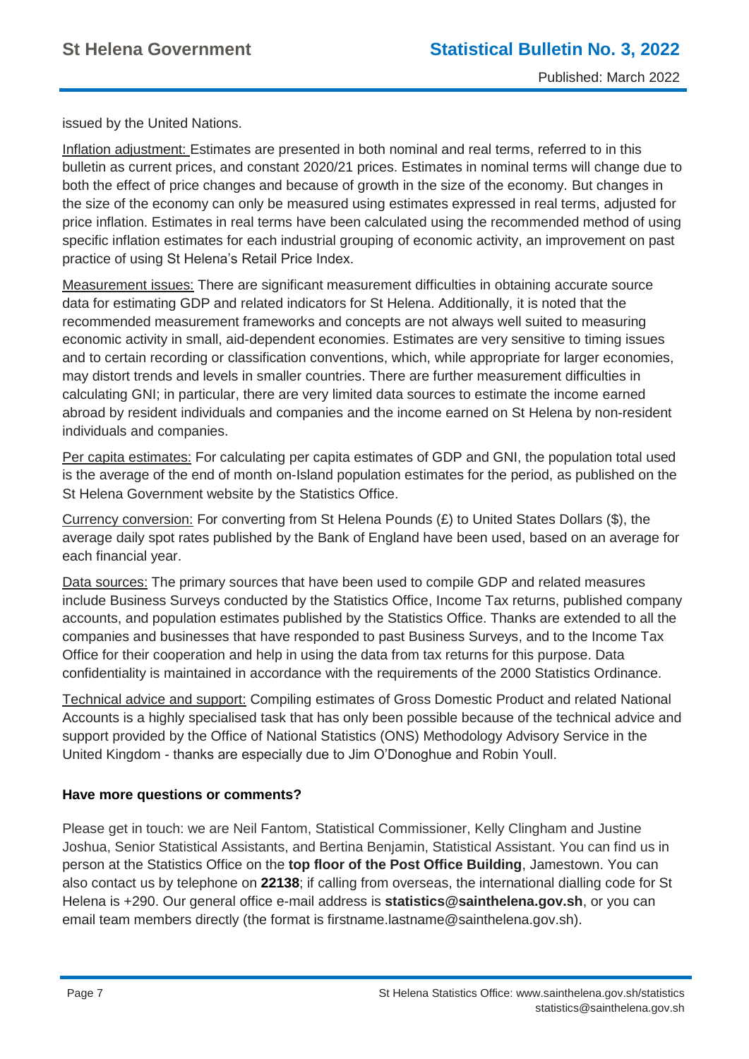issued by the United Nations.

Inflation adjustment: Estimates are presented in both nominal and real terms, referred to in this bulletin as current prices, and constant 2020/21 prices. Estimates in nominal terms will change due to both the effect of price changes and because of growth in the size of the economy. But changes in the size of the economy can only be measured using estimates expressed in real terms, adjusted for price inflation. Estimates in real terms have been calculated using the recommended method of using specific inflation estimates for each industrial grouping of economic activity, an improvement on past practice of using St Helena's Retail Price Index.

Measurement issues: There are significant measurement difficulties in obtaining accurate source data for estimating GDP and related indicators for St Helena. Additionally, it is noted that the recommended measurement frameworks and concepts are not always well suited to measuring economic activity in small, aid-dependent economies. Estimates are very sensitive to timing issues and to certain recording or classification conventions, which, while appropriate for larger economies, may distort trends and levels in smaller countries. There are further measurement difficulties in calculating GNI; in particular, there are very limited data sources to estimate the income earned abroad by resident individuals and companies and the income earned on St Helena by non-resident individuals and companies.

Per capita estimates: For calculating per capita estimates of GDP and GNI, the population total used is the average of the end of month on-Island population estimates for the period, as published on the St Helena Government website by the Statistics Office.

Currency conversion: For converting from St Helena Pounds (£) to United States Dollars ($), the average daily spot rates published by the Bank of England have been used, based on an average for each financial year.

Data sources: The primary sources that have been used to compile GDP and related measures include Business Surveys conducted by the Statistics Office, Income Tax returns, published company accounts, and population estimates published by the Statistics Office. Thanks are extended to all the companies and businesses that have responded to past Business Surveys, and to the Income Tax Office for their cooperation and help in using the data from tax returns for this purpose. Data confidentiality is maintained in accordance with the requirements of the 2000 Statistics Ordinance.

Technical advice and support: Compiling estimates of Gross Domestic Product and related National Accounts is a highly specialised task that has only been possible because of the technical advice and support provided by the Office of National Statistics (ONS) Methodology Advisory Service in the United Kingdom - thanks are especially due to Jim O'Donoghue and Robin Youll.

**Have more questions or comments?**

Please get in touch: we are Neil Fantom, Statistical Commissioner, Kelly Clingham and Justine Joshua, Senior Statistical Assistants, and Bertina Benjamin, Statistical Assistant. You can find us in person at the Statistics Office on the **top floor of the Post Office Building**, Jamestown. You can also contact us by telephone on **22138**; if calling from overseas, the international dialling code for St Helena is +290. Our general office e-mail address is **statistics@sainthelena.gov.sh**, or you can email team members directly (the format is firstname.lastname@sainthelena.gov.sh).